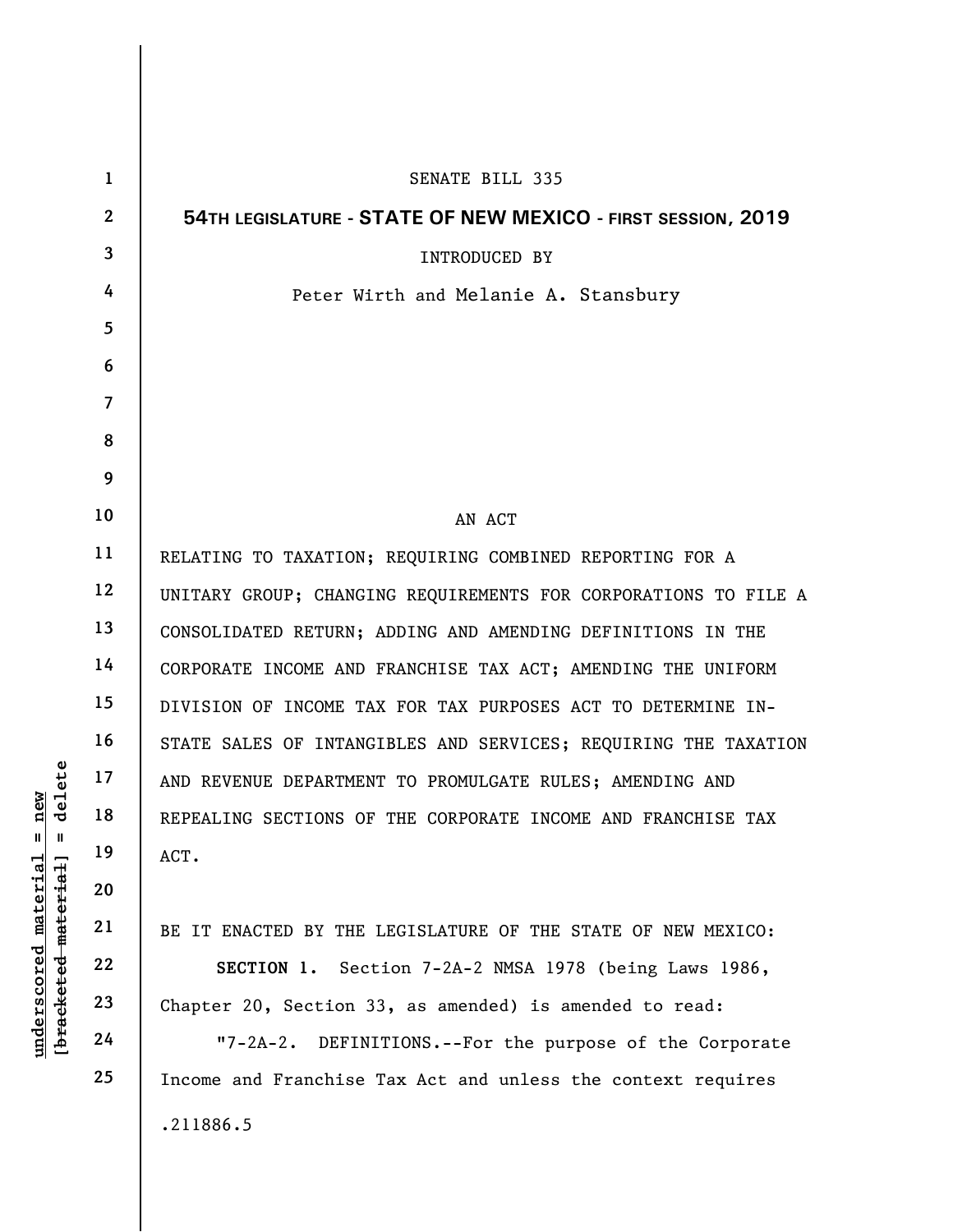SENATE BILL 335

**54TH LEGISLATURE - STATE OF NEW MEXICO - FIRST SESSION, 2019**

INTRODUCED BY

Peter Wirth and Melanie A. Stansbury

AN ACT

RELATING TO TAXATION; REQUIRING COMBINED REPORTING FOR A UNITARY GROUP; CHANGING REQUIREMENTS FOR CORPORATIONS TO FILE A CONSOLIDATED RETURN; ADDING AND AMENDING DEFINITIONS IN THE CORPORATE INCOME AND FRANCHISE TAX ACT; AMENDING THE UNIFORM DIVISION OF INCOME TAX FOR TAX PURPOSES ACT TO DETERMINE IN-STATE SALES OF INTANGIBLES AND SERVICES; REQUIRING THE TAXATION AND REVENUE DEPARTMENT TO PROMULGATE RULES; AMENDING AND REPEALING SECTIONS OF THE CORPORATE INCOME AND FRANCHISE TAX ACT.

BE IT ENACTED BY THE LEGISLATURE OF THE STATE OF NEW MEXICO:

**SECTION 1.** Section 7-2A-2 NMSA 1978 (being Laws 1986, Chapter 20, Section 33, as amended) is amended to read:

"7-2A-2. DEFINITIONS.--For the purpose of the Corporate Income and Franchise Tax Act and unless the context requires

.211886.5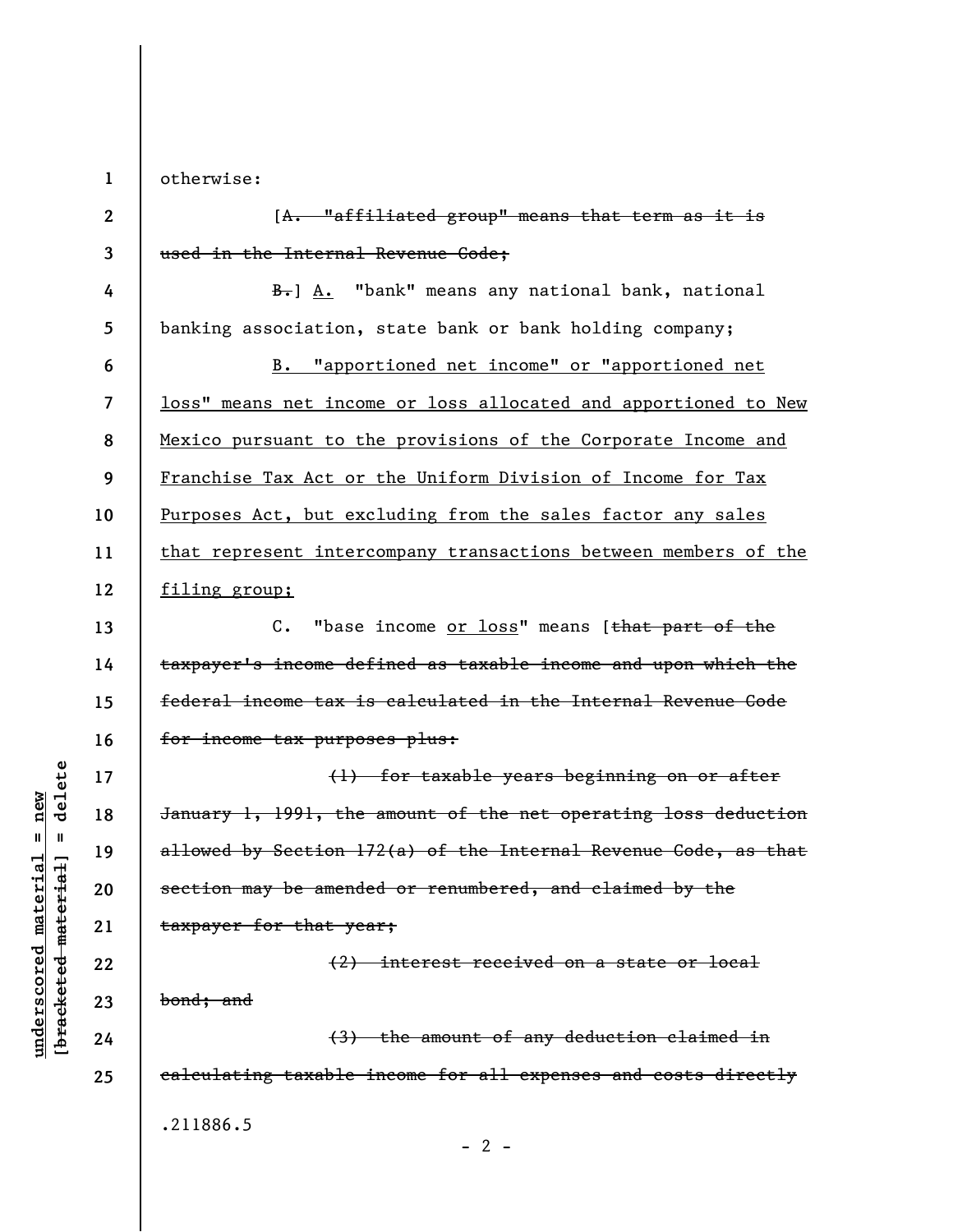otherwise:

[~~A. "affiliated group" means that term as it is used in the Internal Revenue Code;~~

~~B.~~] <u>A.</u> "bank" means any national bank, national banking association, state bank or bank holding company;

<u>B. "apportioned net income" or "apportioned net loss" means net income or loss allocated and apportioned to New Mexico pursuant to the provisions of the Corporate Income and Franchise Tax Act or the Uniform Division of Income for Tax Purposes Act, but excluding from the sales factor any sales that represent intercompany transactions between members of the filing group;</u>

C. "base income <u>or loss</u>" means [~~that part of the taxpayer's income defined as taxable income and upon which the federal income tax is calculated in the Internal Revenue Code for income tax purposes plus:~~

~~(1) for taxable years beginning on or after January 1, 1991, the amount of the net operating loss deduction allowed by Section 172(a) of the Internal Revenue Code, as that section may be amended or renumbered, and claimed by the taxpayer for that year;~~

~~(2) interest received on a state or local bond; and~~

~~(3) the amount of any deduction claimed in calculating taxable income for all expenses and costs directly~~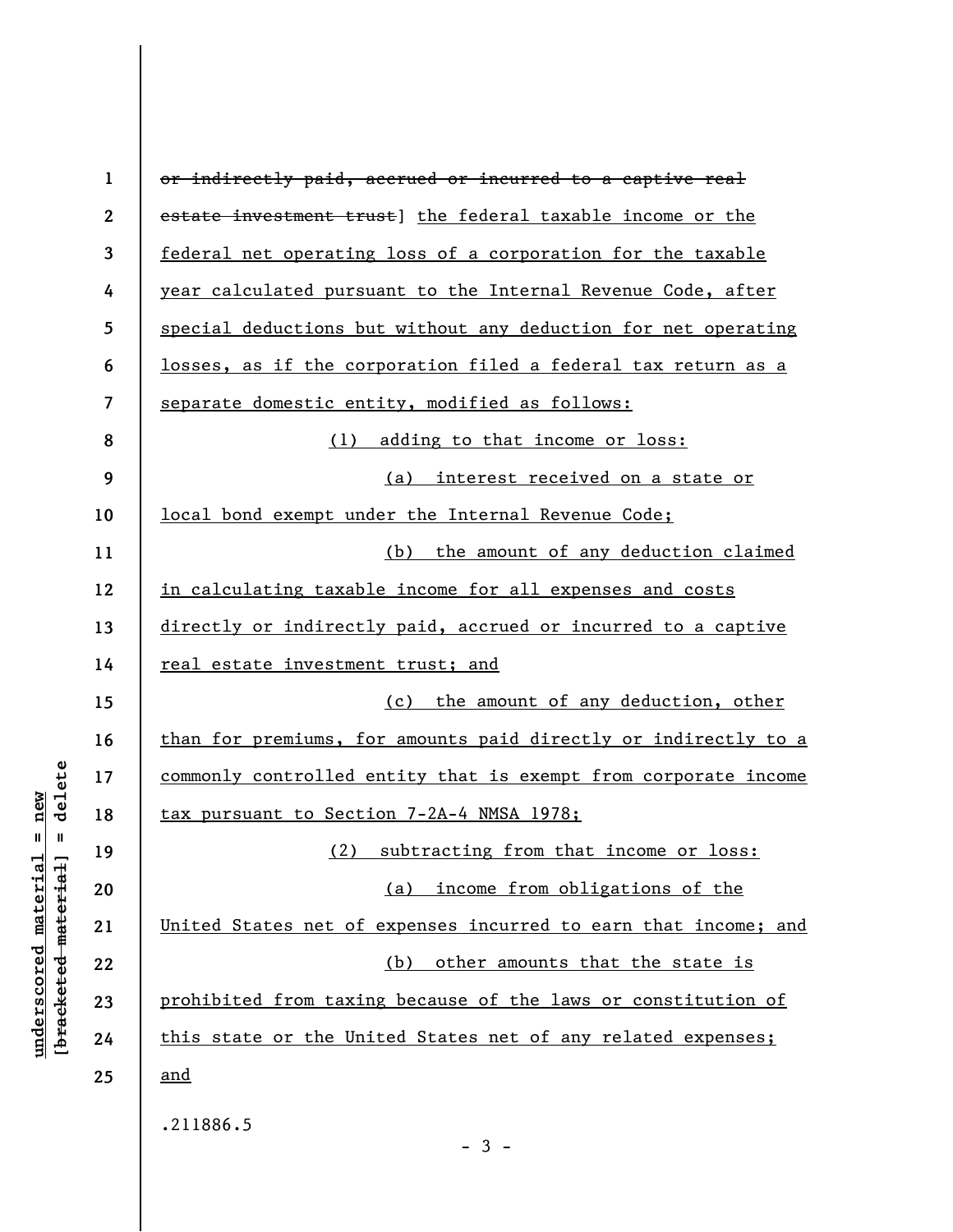~~or indirectly paid, accrued or incurred to a captive real estate investment trust~~] <u>the federal taxable income or the federal net operating loss of a corporation for the taxable year calculated pursuant to the Internal Revenue Code, after special deductions but without any deduction for net operating losses, as if the corporation filed a federal tax return as a separate domestic entity, modified as follows:</u>

<u>(1) adding to that income or loss:</u>

<u>(a) interest received on a state or local bond exempt under the Internal Revenue Code;</u>

<u>(b) the amount of any deduction claimed in calculating taxable income for all expenses and costs directly or indirectly paid, accrued or incurred to a captive real estate investment trust; and</u>

<u>(c) the amount of any deduction, other than for premiums, for amounts paid directly or indirectly to a commonly controlled entity that is exempt from corporate income tax pursuant to Section 7-2A-4 NMSA 1978;</u>

<u>(2) subtracting from that income or loss:</u>

<u>(a) income from obligations of the United States net of expenses incurred to earn that income; and</u>

<u>(b) other amounts that the state is prohibited from taxing because of the laws or constitution of this state or the United States net of any related expenses; and</u>

.211886.5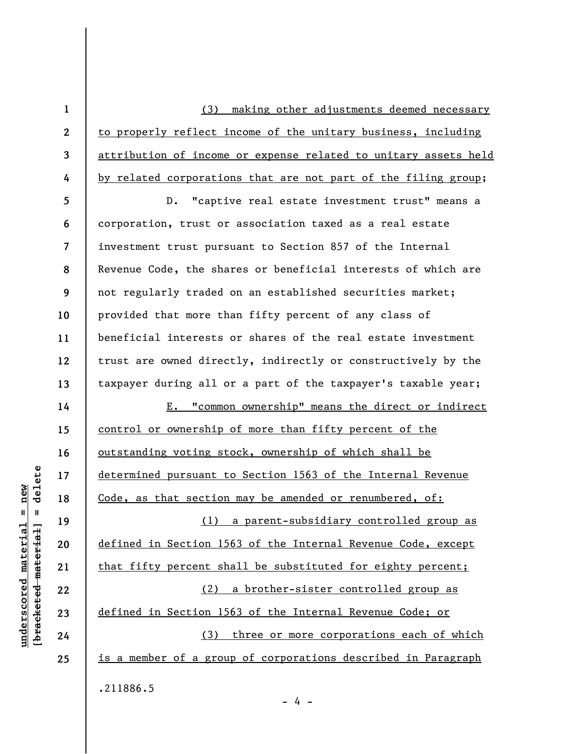(3) making other adjustments deemed necessary to properly reflect income of the unitary business, including attribution of income or expense related to unitary assets held by related corporations that are not part of the filing group;

D. "captive real estate investment trust" means a corporation, trust or association taxed as a real estate investment trust pursuant to Section 857 of the Internal Revenue Code, the shares or beneficial interests of which are not regularly traded on an established securities market; provided that more than fifty percent of any class of beneficial interests or shares of the real estate investment trust are owned directly, indirectly or constructively by the taxpayer during all or a part of the taxpayer's taxable year;

E. "common ownership" means the direct or indirect control or ownership of more than fifty percent of the outstanding voting stock, ownership of which shall be determined pursuant to Section 1563 of the Internal Revenue Code, as that section may be amended or renumbered, of:

(1) a parent-subsidiary controlled group as defined in Section 1563 of the Internal Revenue Code, except that fifty percent shall be substituted for eighty percent;

(2) a brother-sister controlled group as defined in Section 1563 of the Internal Revenue Code; or

(3) three or more corporations each of which is a member of a group of corporations described in Paragraph

.211886.5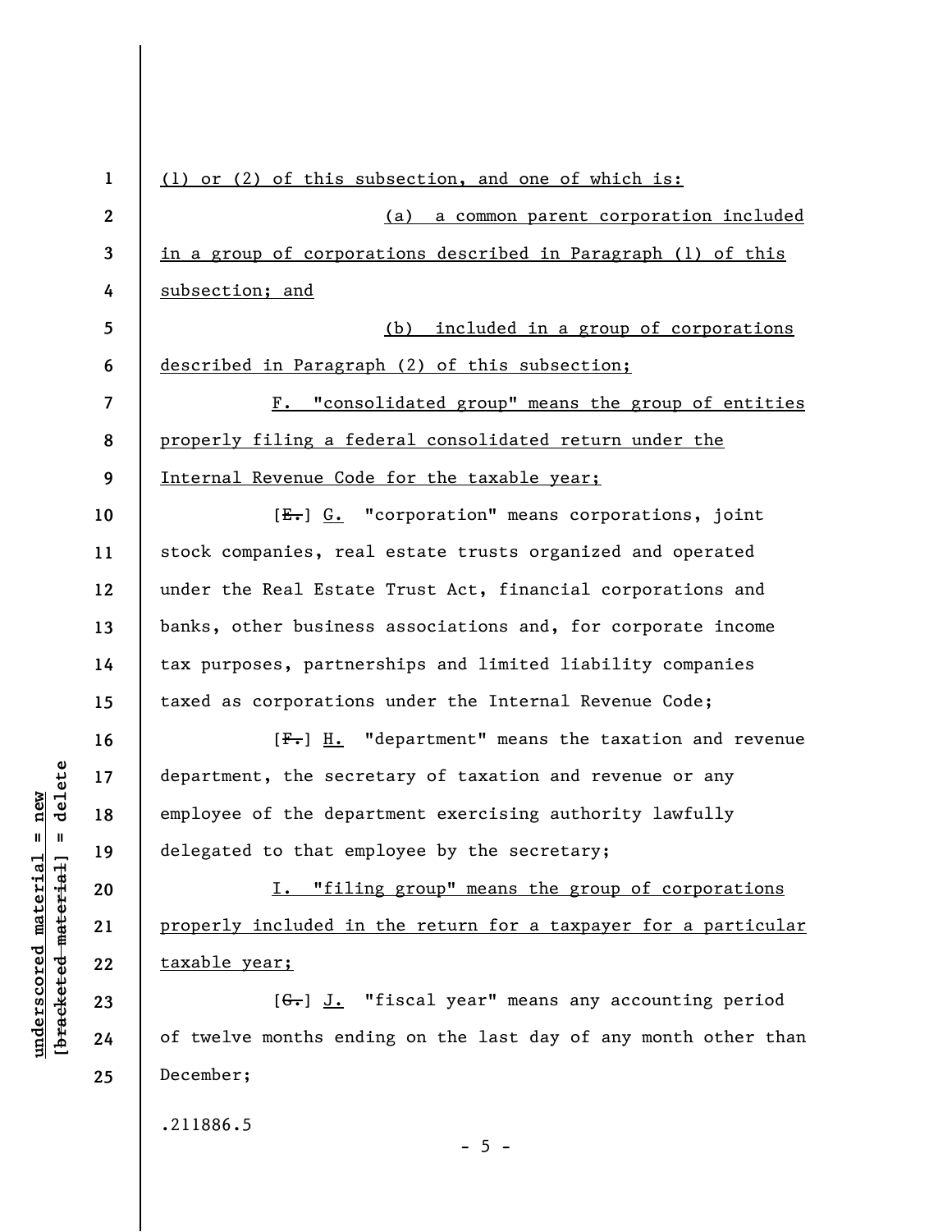(1) or (2) of this subsection, and one of which is:

(a) a common parent corporation included in a group of corporations described in Paragraph (1) of this subsection; and

(b) included in a group of corporations described in Paragraph (2) of this subsection;

F. "consolidated group" means the group of entities properly filing a federal consolidated return under the Internal Revenue Code for the taxable year;

[~~E.~~] G. "corporation" means corporations, joint stock companies, real estate trusts organized and operated under the Real Estate Trust Act, financial corporations and banks, other business associations and, for corporate income tax purposes, partnerships and limited liability companies taxed as corporations under the Internal Revenue Code;

[~~F.~~] H. "department" means the taxation and revenue department, the secretary of taxation and revenue or any employee of the department exercising authority lawfully delegated to that employee by the secretary;

I. "filing group" means the group of corporations properly included in the return for a taxpayer for a particular taxable year;

[~~G.~~] J. "fiscal year" means any accounting period of twelve months ending on the last day of any month other than December;

.211886.5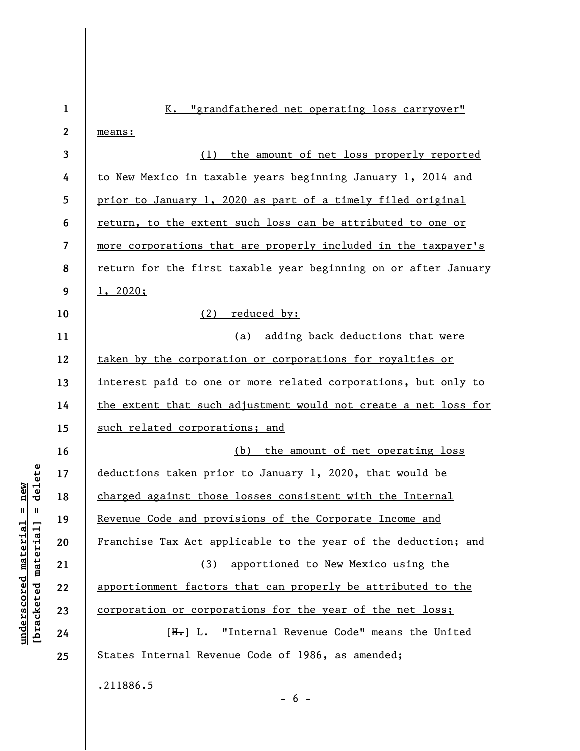K. "grandfathered net operating loss carryover" means:

(1) the amount of net loss properly reported to New Mexico in taxable years beginning January 1, 2014 and prior to January 1, 2020 as part of a timely filed original return, to the extent such loss can be attributed to one or more corporations that are properly included in the taxpayer's return for the first taxable year beginning on or after January 1, 2020;

(2) reduced by:

(a) adding back deductions that were taken by the corporation or corporations for royalties or interest paid to one or more related corporations, but only to the extent that such adjustment would not create a net loss for such related corporations; and

(b) the amount of net operating loss deductions taken prior to January 1, 2020, that would be charged against those losses consistent with the Internal Revenue Code and provisions of the Corporate Income and Franchise Tax Act applicable to the year of the deduction; and

(3) apportioned to New Mexico using the apportionment factors that can properly be attributed to the corporation or corporations for the year of the net loss;

[H.] L. "Internal Revenue Code" means the United States Internal Revenue Code of 1986, as amended;

.211886.5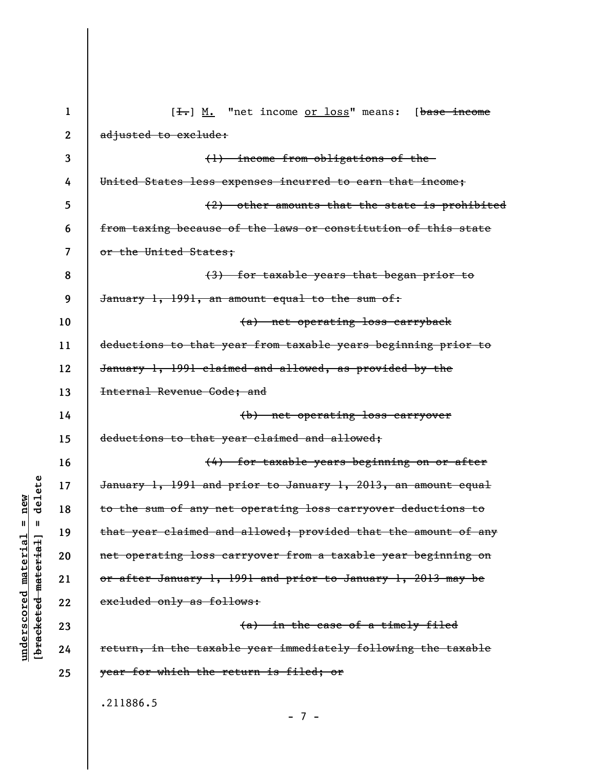[~~I.~~] <u>M.</u> "net income <u>or loss</u>" means: [~~base income adjusted to exclude:~~

~~(1) income from obligations of the United States less expenses incurred to earn that income;~~

~~(2) other amounts that the state is prohibited from taxing because of the laws or constitution of this state or the United States;~~

~~(3) for taxable years that began prior to January 1, 1991, an amount equal to the sum of:~~

~~(a) net operating loss carryback deductions to that year from taxable years beginning prior to January 1, 1991 claimed and allowed, as provided by the Internal Revenue Code; and~~

~~(b) net operating loss carryover deductions to that year claimed and allowed;~~

~~(4) for taxable years beginning on or after January 1, 1991 and prior to January 1, 2013, an amount equal to the sum of any net operating loss carryover deductions to that year claimed and allowed; provided that the amount of any net operating loss carryover from a taxable year beginning on or after January 1, 1991 and prior to January 1, 2013 may be excluded only as follows:~~

~~(a) in the case of a timely filed return, in the taxable year immediately following the taxable year for which the return is filed; or~~

.211886.5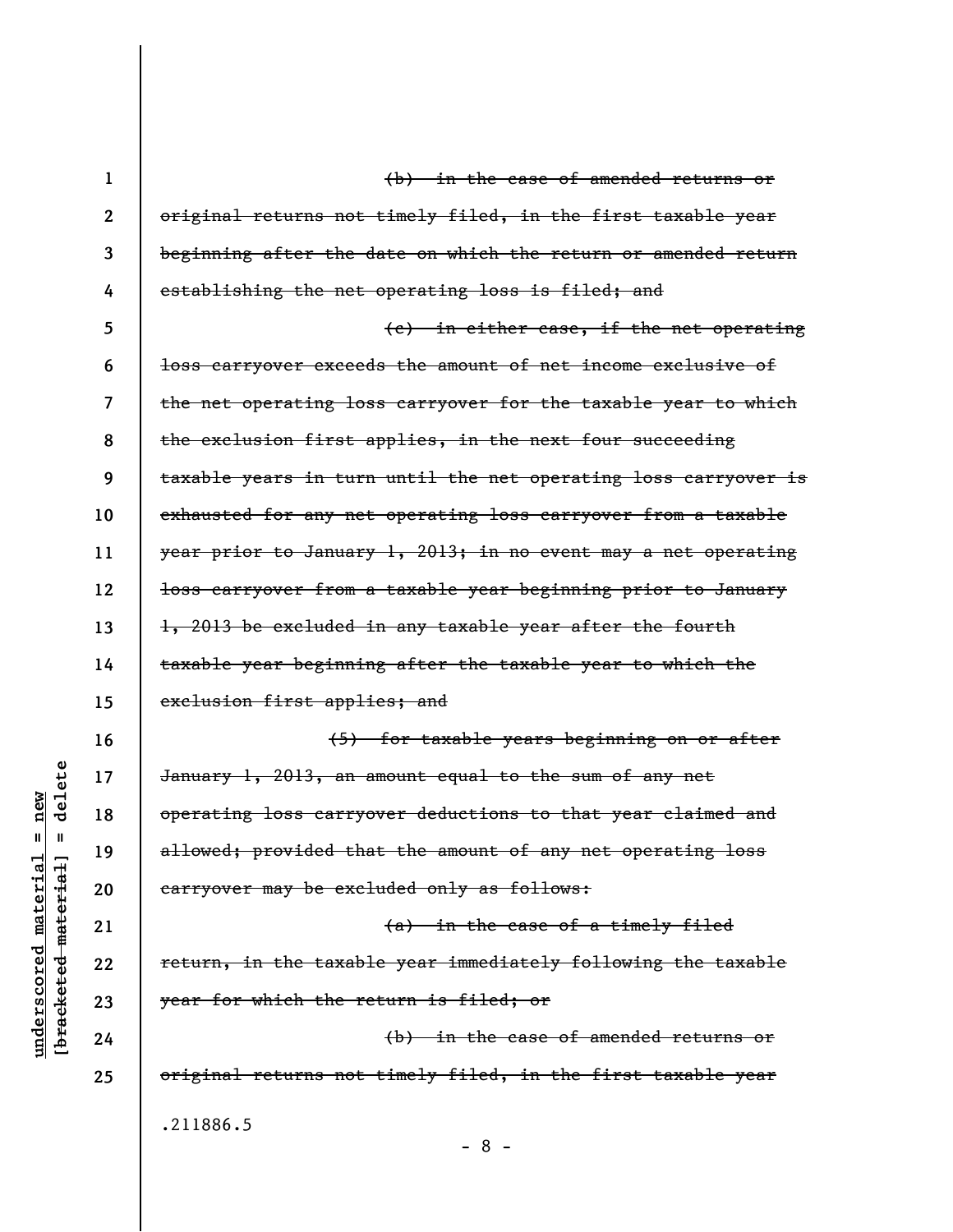~~(b) in the case of amended returns or original returns not timely filed, in the first taxable year beginning after the date on which the return or amended return establishing the net operating loss is filed; and~~

~~(c) in either case, if the net operating loss carryover exceeds the amount of net income exclusive of the net operating loss carryover for the taxable year to which the exclusion first applies, in the next four succeeding taxable years in turn until the net operating loss carryover is exhausted for any net operating loss carryover from a taxable year prior to January 1, 2013; in no event may a net operating loss carryover from a taxable year beginning prior to January 1, 2013 be excluded in any taxable year after the fourth taxable year beginning after the taxable year to which the exclusion first applies; and~~

~~(5) for taxable years beginning on or after January 1, 2013, an amount equal to the sum of any net operating loss carryover deductions to that year claimed and allowed; provided that the amount of any net operating loss carryover may be excluded only as follows:~~

~~(a) in the case of a timely filed return, in the taxable year immediately following the taxable year for which the return is filed; or~~

~~(b) in the case of amended returns or original returns not timely filed, in the first taxable year~~

.211886.5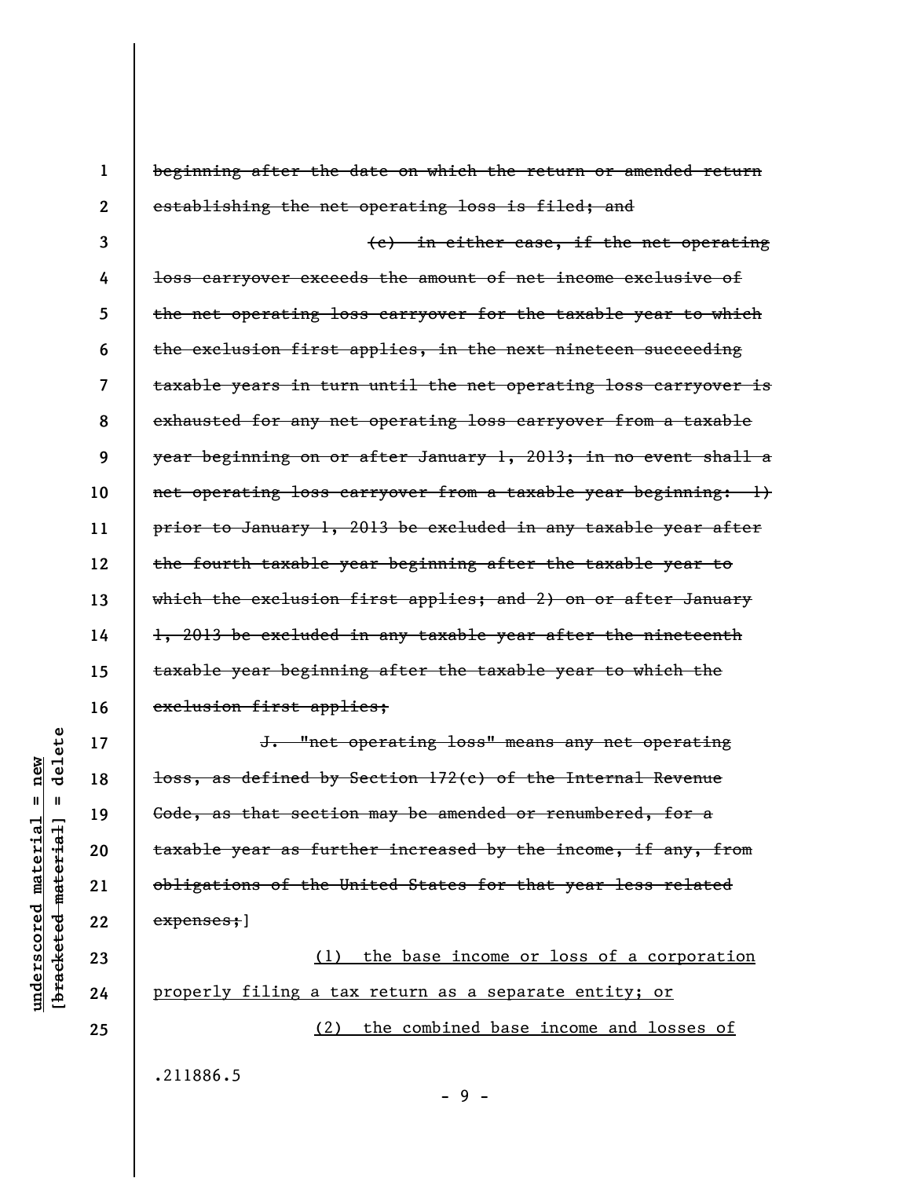~~beginning after the date on which the return or amended return establishing the net operating loss is filed; and~~

~~(c) in either case, if the net operating loss carryover exceeds the amount of net income exclusive of the net operating loss carryover for the taxable year to which the exclusion first applies, in the next nineteen succeeding taxable years in turn until the net operating loss carryover is exhausted for any net operating loss carryover from a taxable year beginning on or after January 1, 2013; in no event shall a net operating loss carryover from a taxable year beginning: 1) prior to January 1, 2013 be excluded in any taxable year after the fourth taxable year beginning after the taxable year to which the exclusion first applies; and 2) on or after January 1, 2013 be excluded in any taxable year after the nineteenth taxable year beginning after the taxable year to which the exclusion first applies;~~

~~J. "net operating loss" means any net operating loss, as defined by Section 172(c) of the Internal Revenue Code, as that section may be amended or renumbered, for a taxable year as further increased by the income, if any, from obligations of the United States for that year less related expenses;~~]

<u>(1) the base income or loss of a corporation properly filing a tax return as a separate entity; or</u>

<u>(2) the combined base income and losses of</u>

.211886.5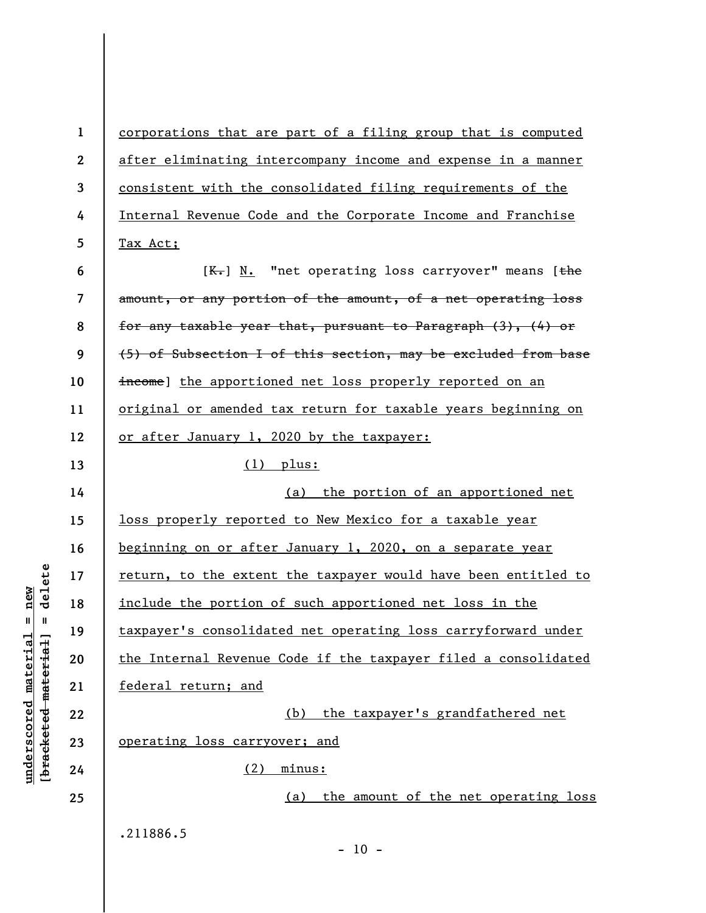corporations that are part of a filing group that is computed after eliminating intercompany income and expense in a manner consistent with the consolidated filing requirements of the Internal Revenue Code and the Corporate Income and Franchise Tax Act;

[~~K.~~] N. "net operating loss carryover" means [~~the amount, or any portion of the amount, of a net operating loss for any taxable year that, pursuant to Paragraph (3), (4) or (5) of Subsection I of this section, may be excluded from base income~~] the apportioned net loss properly reported on an original or amended tax return for taxable years beginning on or after January 1, 2020 by the taxpayer:

(1) plus:

(a) the portion of an apportioned net loss properly reported to New Mexico for a taxable year beginning on or after January 1, 2020, on a separate year return, to the extent the taxpayer would have been entitled to include the portion of such apportioned net loss in the taxpayer's consolidated net operating loss carryforward under the Internal Revenue Code if the taxpayer filed a consolidated federal return; and

(b) the taxpayer's grandfathered net operating loss carryover; and

(2) minus:

(a) the amount of the net operating loss

.211886.5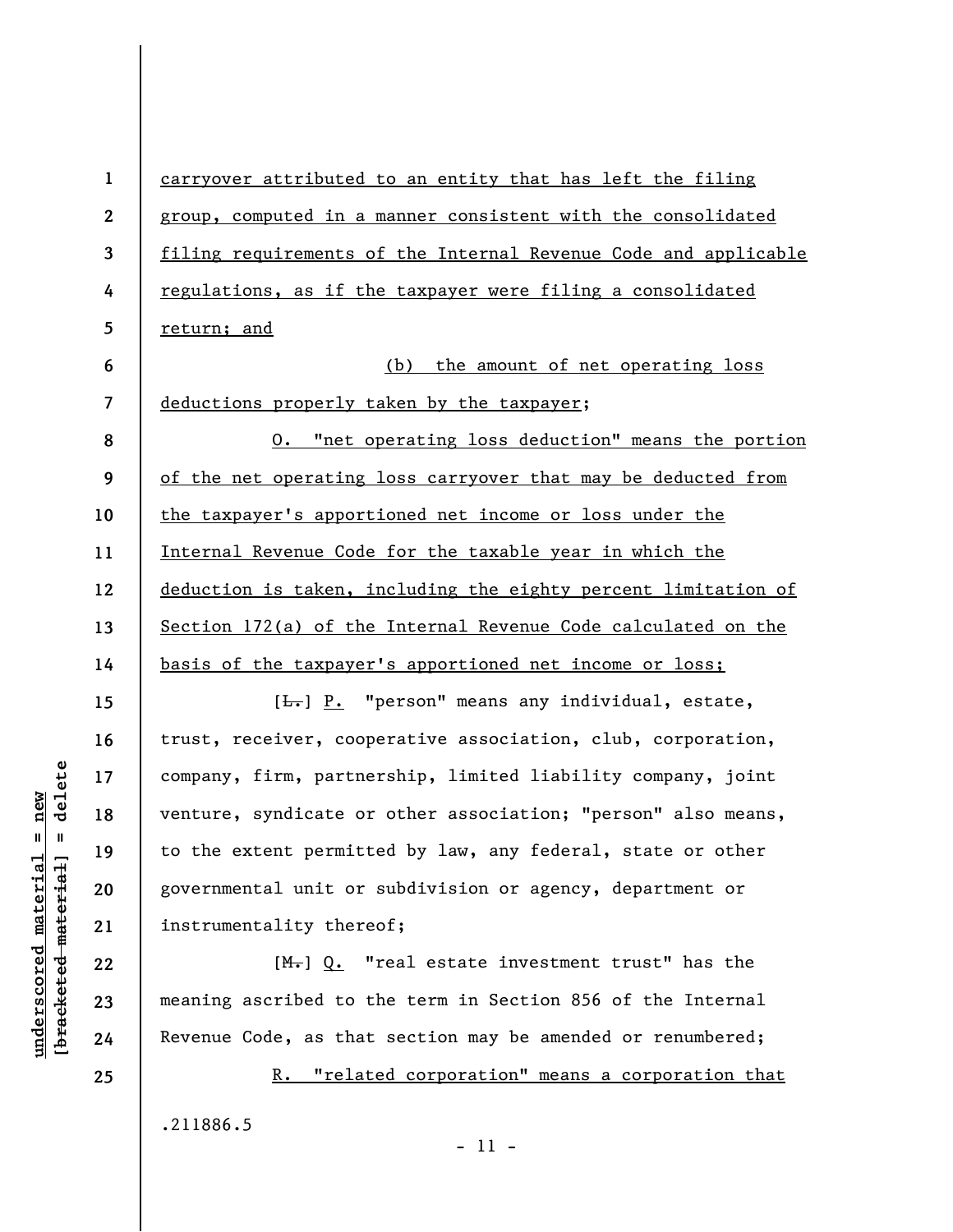carryover attributed to an entity that has left the filing group, computed in a manner consistent with the consolidated filing requirements of the Internal Revenue Code and applicable regulations, as if the taxpayer were filing a consolidated return; and

(b) the amount of net operating loss deductions properly taken by the taxpayer;

O. "net operating loss deduction" means the portion of the net operating loss carryover that may be deducted from the taxpayer's apportioned net income or loss under the Internal Revenue Code for the taxable year in which the deduction is taken, including the eighty percent limitation of Section 172(a) of the Internal Revenue Code calculated on the basis of the taxpayer's apportioned net income or loss;

[~~L.~~] P. "person" means any individual, estate, trust, receiver, cooperative association, club, corporation, company, firm, partnership, limited liability company, joint venture, syndicate or other association; "person" also means, to the extent permitted by law, any federal, state or other governmental unit or subdivision or agency, department or instrumentality thereof;

[~~M.~~] Q. "real estate investment trust" has the meaning ascribed to the term in Section 856 of the Internal Revenue Code, as that section may be amended or renumbered;

R. "related corporation" means a corporation that

.211886.5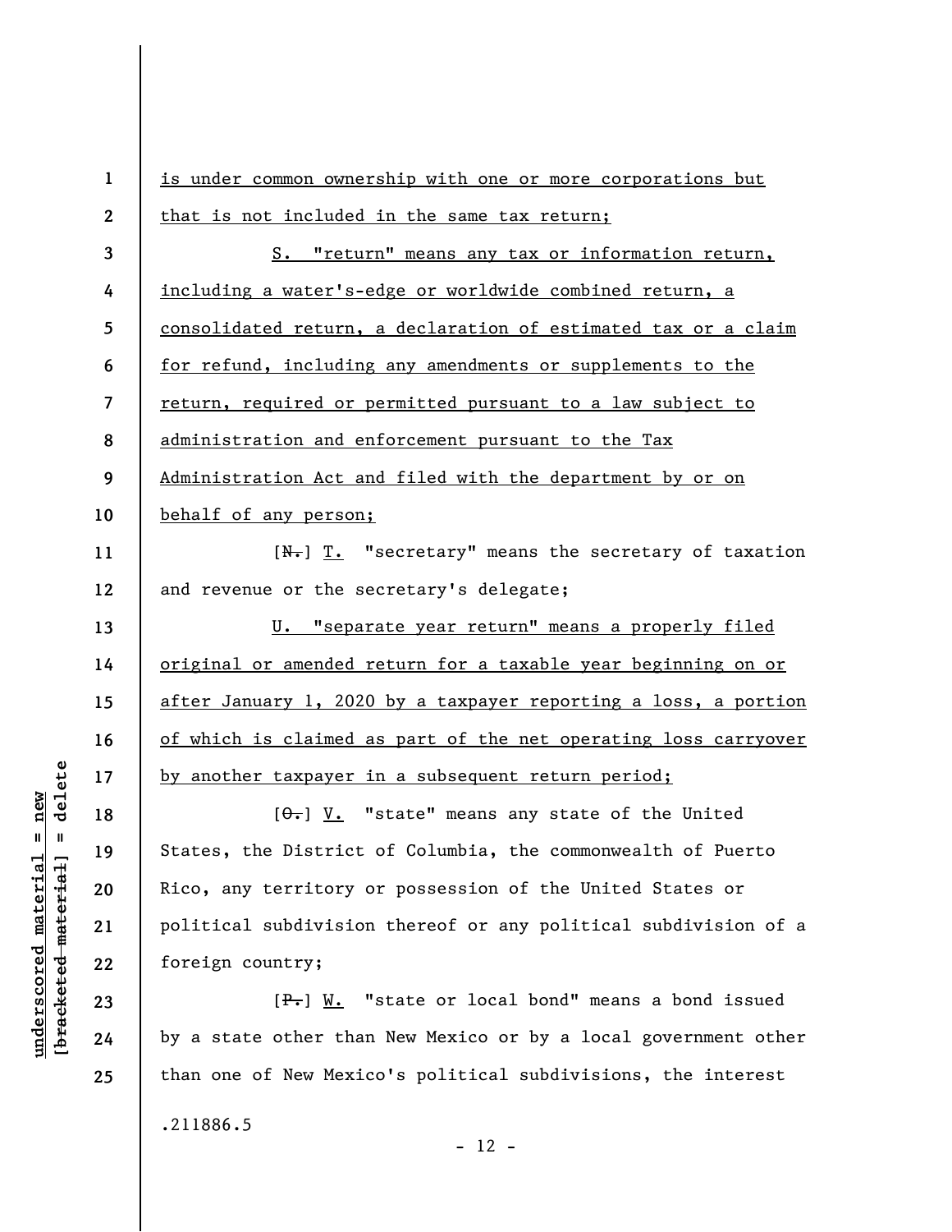is under common ownership with one or more corporations but that is not included in the same tax return;

S. "return" means any tax or information return, including a water's-edge or worldwide combined return, a consolidated return, a declaration of estimated tax or a claim for refund, including any amendments or supplements to the return, required or permitted pursuant to a law subject to administration and enforcement pursuant to the Tax Administration Act and filed with the department by or on behalf of any person;

[N.] T. "secretary" means the secretary of taxation and revenue or the secretary's delegate;

U. "separate year return" means a properly filed original or amended return for a taxable year beginning on or after January 1, 2020 by a taxpayer reporting a loss, a portion of which is claimed as part of the net operating loss carryover by another taxpayer in a subsequent return period;

[O.] V. "state" means any state of the United States, the District of Columbia, the commonwealth of Puerto Rico, any territory or possession of the United States or political subdivision thereof or any political subdivision of a foreign country;

[P.] W. "state or local bond" means a bond issued by a state other than New Mexico or by a local government other than one of New Mexico's political subdivisions, the interest

.211886.5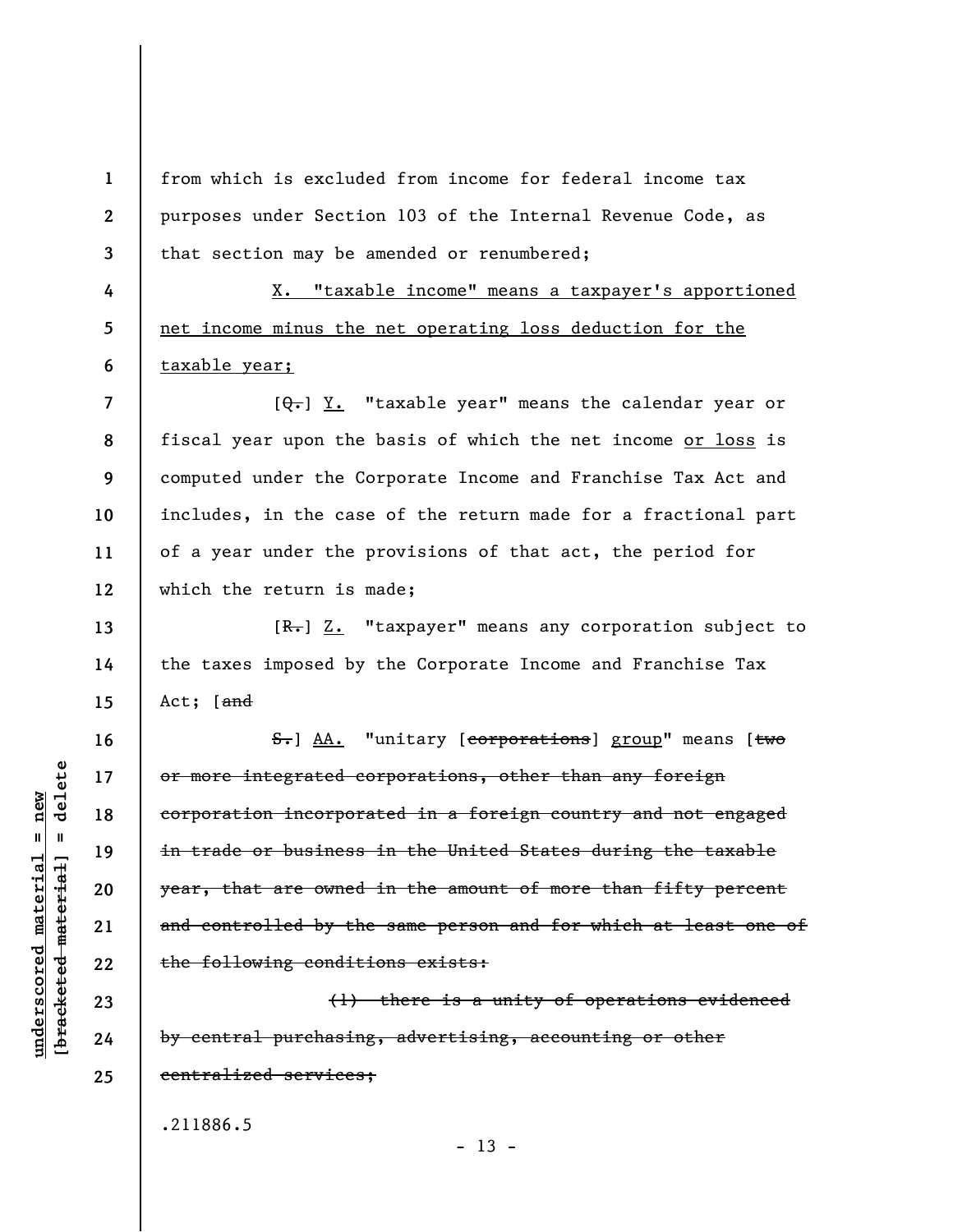from which is excluded from income for federal income tax purposes under Section 103 of the Internal Revenue Code, as that section may be amended or renumbered;

<u>X. "taxable income" means a taxpayer's apportioned net income minus the net operating loss deduction for the taxable year;</u>

[~~Q.~~] <u>Y.</u> "taxable year" means the calendar year or fiscal year upon the basis of which the net income <u>or loss</u> is computed under the Corporate Income and Franchise Tax Act and includes, in the case of the return made for a fractional part of a year under the provisions of that act, the period for which the return is made;

[~~R.~~] <u>Z.</u> "taxpayer" means any corporation subject to the taxes imposed by the Corporate Income and Franchise Tax Act; [~~and~~

~~S.~~] <u>AA.</u> "unitary [~~corporations~~] <u>group</u>" means [~~two or more integrated corporations, other than any foreign corporation incorporated in a foreign country and not engaged in trade or business in the United States during the taxable year, that are owned in the amount of more than fifty percent and controlled by the same person and for which at least one of the following conditions exists:~~

~~(1) there is a unity of operations evidenced by central purchasing, advertising, accounting or other centralized services;~~

.211886.5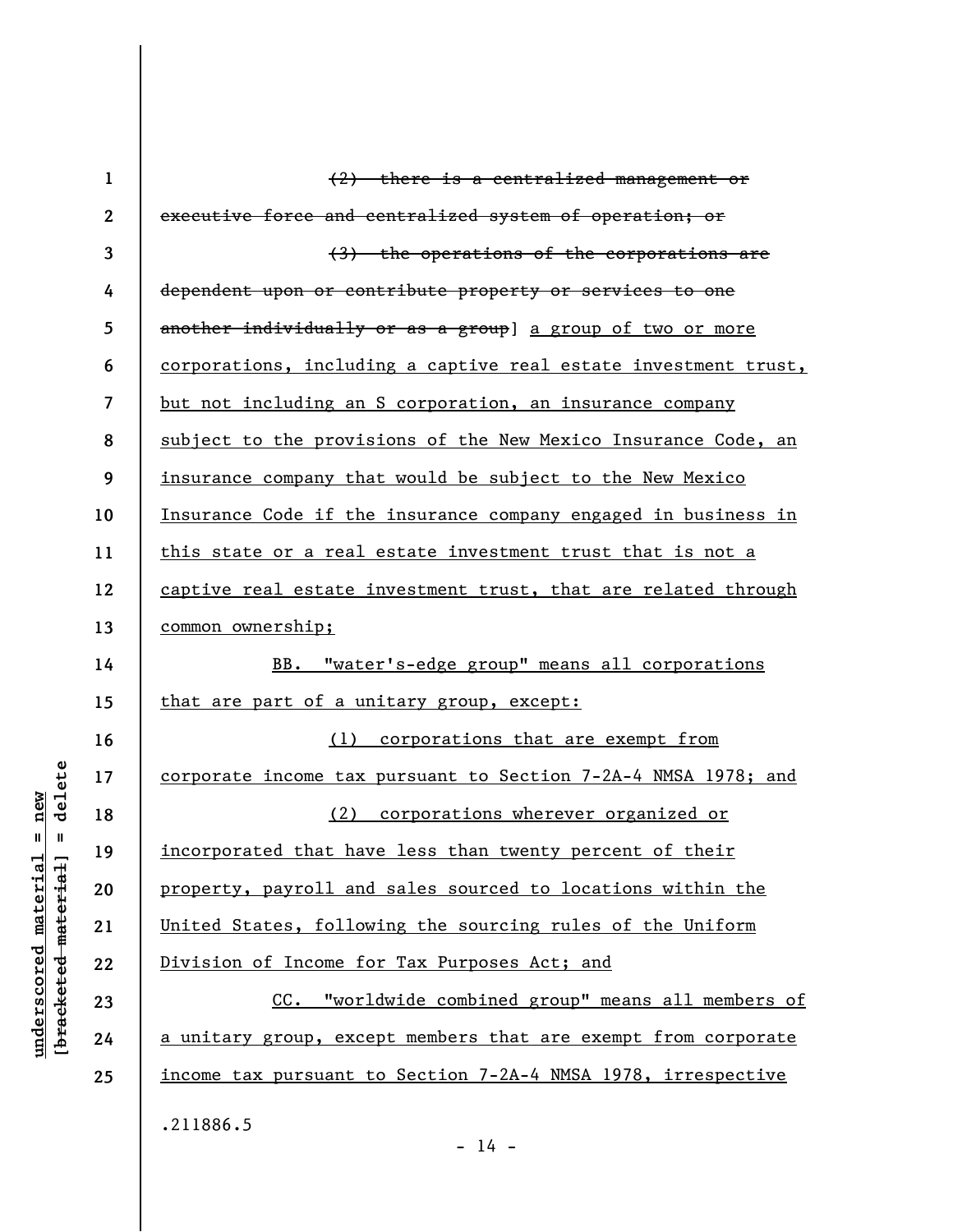~~(2) there is a centralized management or executive force and centralized system of operation; or~~

~~(3) the operations of the corporations are dependent upon or contribute property or services to one another individually or as a group~~] <u>a group of two or more corporations, including a captive real estate investment trust, but not including an S corporation, an insurance company subject to the provisions of the New Mexico Insurance Code, an insurance company that would be subject to the New Mexico Insurance Code if the insurance company engaged in business in this state or a real estate investment trust that is not a captive real estate investment trust, that are related through common ownership;</u>

<u>BB. "water's-edge group" means all corporations that are part of a unitary group, except:</u>

<u>(1) corporations that are exempt from corporate income tax pursuant to Section 7-2A-4 NMSA 1978; and</u>

<u>(2) corporations wherever organized or incorporated that have less than twenty percent of their property, payroll and sales sourced to locations within the United States, following the sourcing rules of the Uniform Division of Income for Tax Purposes Act; and</u>

<u>CC. "worldwide combined group" means all members of a unitary group, except members that are exempt from corporate income tax pursuant to Section 7-2A-4 NMSA 1978, irrespective</u>

.211886.5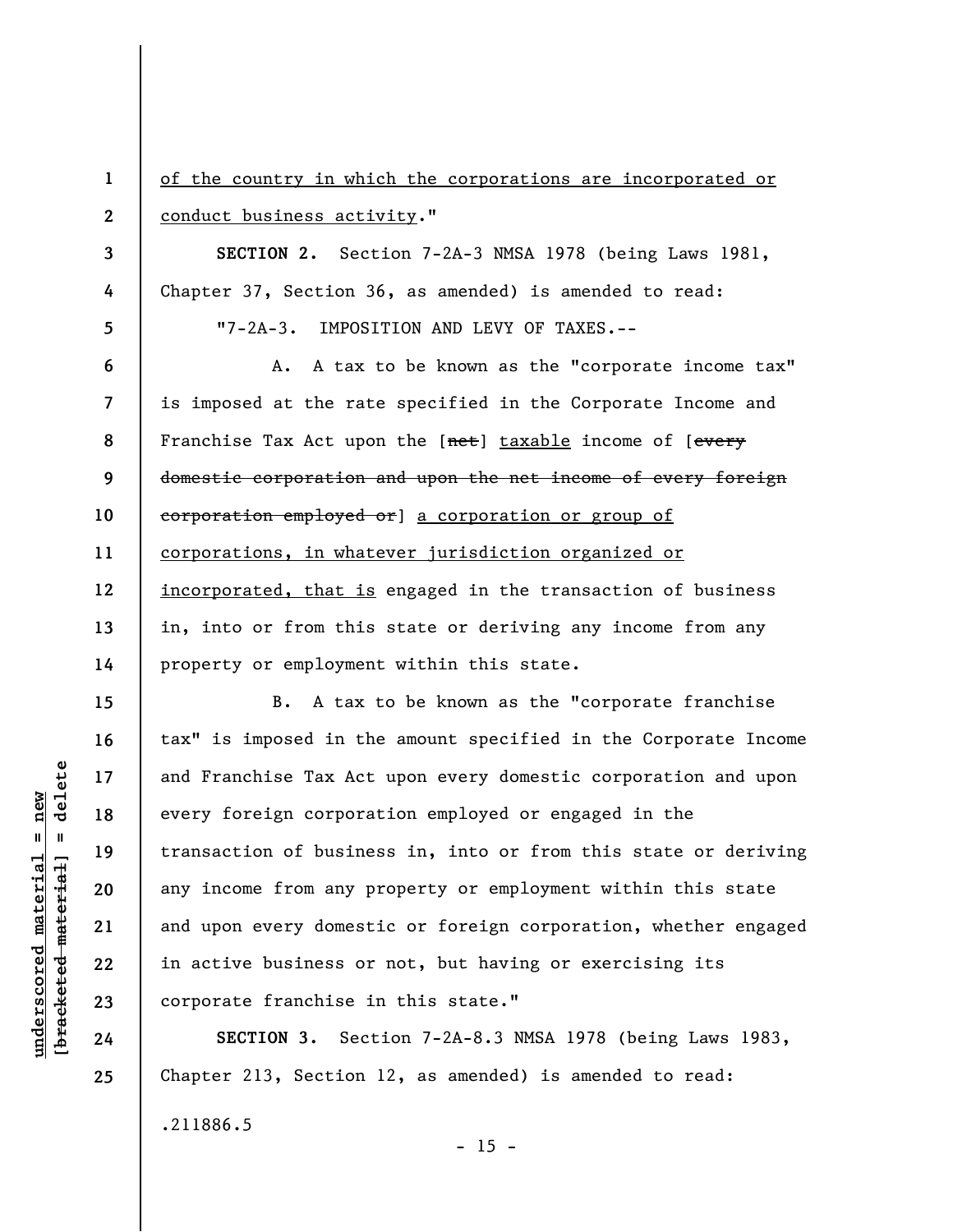<u>of the country in which the corporations are incorporated or conduct business activity</u>."

**SECTION 2.** Section 7-2A-3 NMSA 1978 (being Laws 1981, Chapter 37, Section 36, as amended) is amended to read:

"7-2A-3. IMPOSITION AND LEVY OF TAXES.--

A. A tax to be known as the "corporate income tax" is imposed at the rate specified in the Corporate Income and Franchise Tax Act upon the [~~net~~] <u>taxable</u> income of [~~every domestic corporation and upon the net income of every foreign corporation employed or~~] <u>a corporation or group of corporations, in whatever jurisdiction organized or incorporated, that is</u> engaged in the transaction of business in, into or from this state or deriving any income from any property or employment within this state.

B. A tax to be known as the "corporate franchise tax" is imposed in the amount specified in the Corporate Income and Franchise Tax Act upon every domestic corporation and upon every foreign corporation employed or engaged in the transaction of business in, into or from this state or deriving any income from any property or employment within this state and upon every domestic or foreign corporation, whether engaged in active business or not, but having or exercising its corporate franchise in this state."

**SECTION 3.** Section 7-2A-8.3 NMSA 1978 (being Laws 1983, Chapter 213, Section 12, as amended) is amended to read:

.211886.5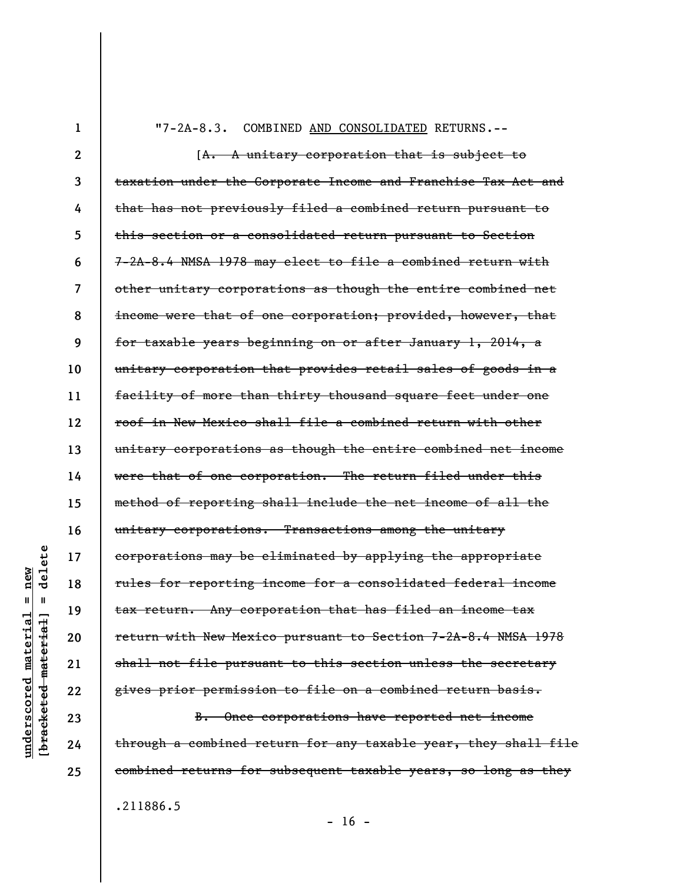"7-2A-8.3. COMBINED <u>AND CONSOLIDATED</u> RETURNS.--

[~~A. A unitary corporation that is subject to taxation under the Corporate Income and Franchise Tax Act and that has not previously filed a combined return pursuant to this section or a consolidated return pursuant to Section 7-2A-8.4 NMSA 1978 may elect to file a combined return with other unitary corporations as though the entire combined net income were that of one corporation; provided, however, that for taxable years beginning on or after January 1, 2014, a unitary corporation that provides retail sales of goods in a facility of more than thirty thousand square feet under one roof in New Mexico shall file a combined return with other unitary corporations as though the entire combined net income were that of one corporation. The return filed under this method of reporting shall include the net income of all the unitary corporations. Transactions among the unitary corporations may be eliminated by applying the appropriate rules for reporting income for a consolidated federal income tax return. Any corporation that has filed an income tax return with New Mexico pursuant to Section 7-2A-8.4 NMSA 1978 shall not file pursuant to this section unless the secretary gives prior permission to file on a combined return basis.~~

~~B. Once corporations have reported net income through a combined return for any taxable year, they shall file combined returns for subsequent taxable years, so long as they~~

.211886.5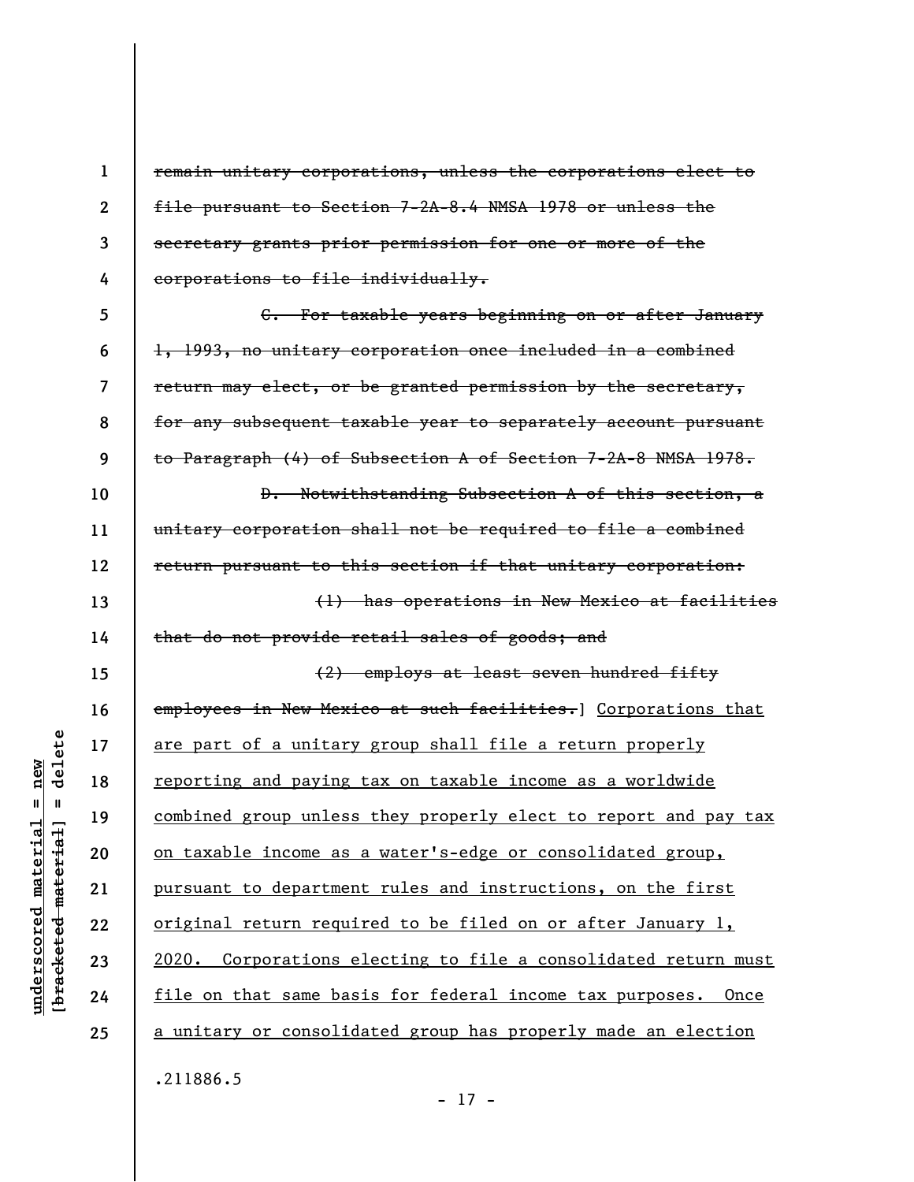~~remain unitary corporations, unless the corporations elect to file pursuant to Section 7-2A-8.4 NMSA 1978 or unless the secretary grants prior permission for one or more of the corporations to file individually.~~

~~C. For taxable years beginning on or after January 1, 1993, no unitary corporation once included in a combined return may elect, or be granted permission by the secretary, for any subsequent taxable year to separately account pursuant to Paragraph (4) of Subsection A of Section 7-2A-8 NMSA 1978.~~

~~D. Notwithstanding Subsection A of this section, a unitary corporation shall not be required to file a combined return pursuant to this section if that unitary corporation:~~

~~(1) has operations in New Mexico at facilities that do not provide retail sales of goods; and~~

~~(2) employs at least seven hundred fifty employees in New Mexico at such facilities.~~] <u>Corporations that are part of a unitary group shall file a return properly reporting and paying tax on taxable income as a worldwide combined group unless they properly elect to report and pay tax on taxable income as a water's-edge or consolidated group, pursuant to department rules and instructions, on the first original return required to be filed on or after January 1, 2020. Corporations electing to file a consolidated return must file on that same basis for federal income tax purposes. Once a unitary or consolidated group has properly made an election</u>

.211886.5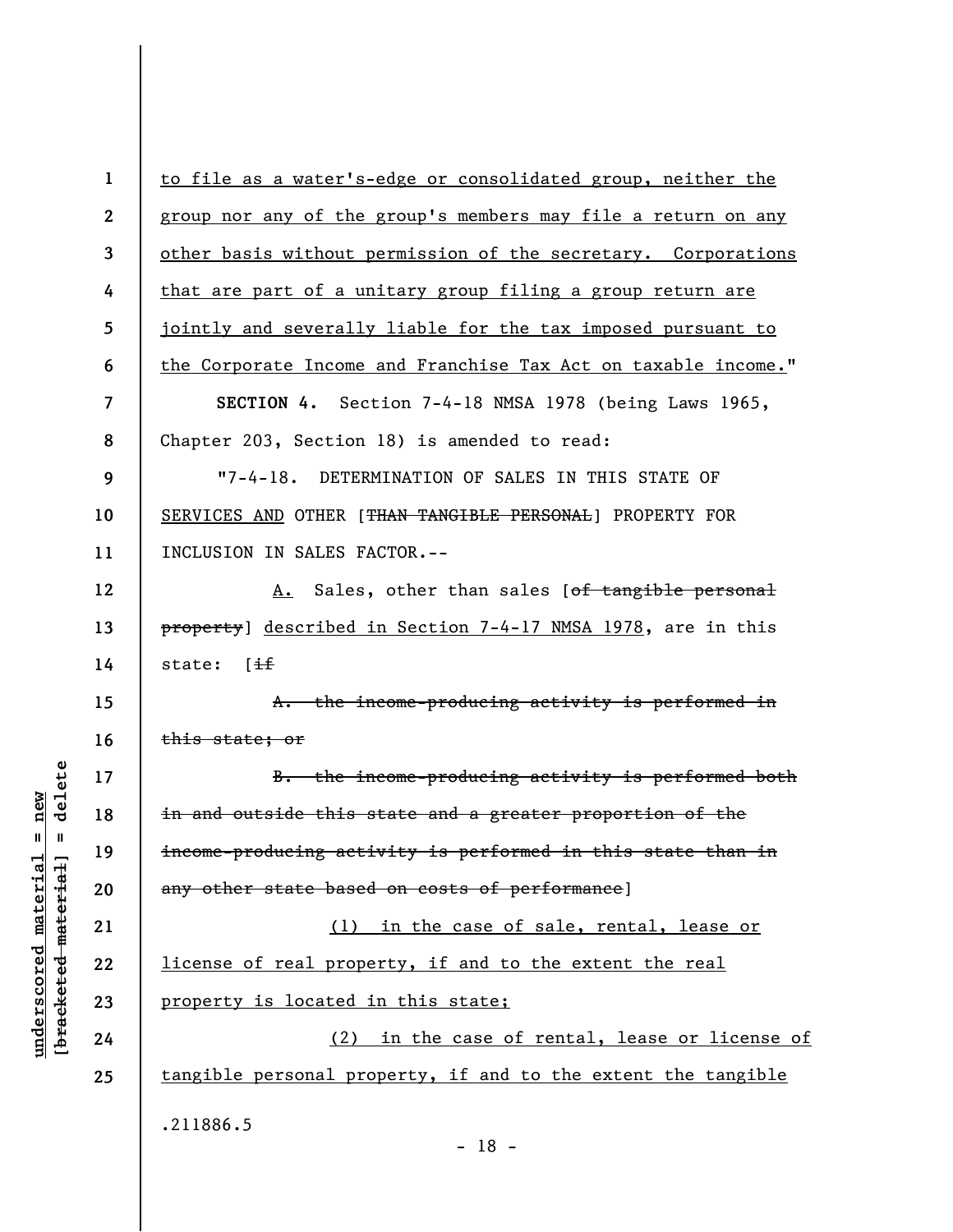to file as a water's-edge or consolidated group, neither the group nor any of the group's members may file a return on any other basis without permission of the secretary. Corporations that are part of a unitary group filing a group return are jointly and severally liable for the tax imposed pursuant to the Corporate Income and Franchise Tax Act on taxable income."

**SECTION 4.** Section 7-4-18 NMSA 1978 (being Laws 1965, Chapter 203, Section 18) is amended to read:

"7-4-18. DETERMINATION OF SALES IN THIS STATE OF SERVICES AND OTHER [~~THAN TANGIBLE PERSONAL~~] PROPERTY FOR INCLUSION IN SALES FACTOR.--

A. Sales, other than sales [~~of tangible personal property~~] described in Section 7-4-17 NMSA 1978, are in this state: [~~if~~

~~A. the income-producing activity is performed in this state; or~~

~~B. the income-producing activity is performed both in and outside this state and a greater proportion of the income-producing activity is performed in this state than in any other state based on costs of performance~~]

(1) in the case of sale, rental, lease or license of real property, if and to the extent the real property is located in this state;

(2) in the case of rental, lease or license of tangible personal property, if and to the extent the tangible

.211886.5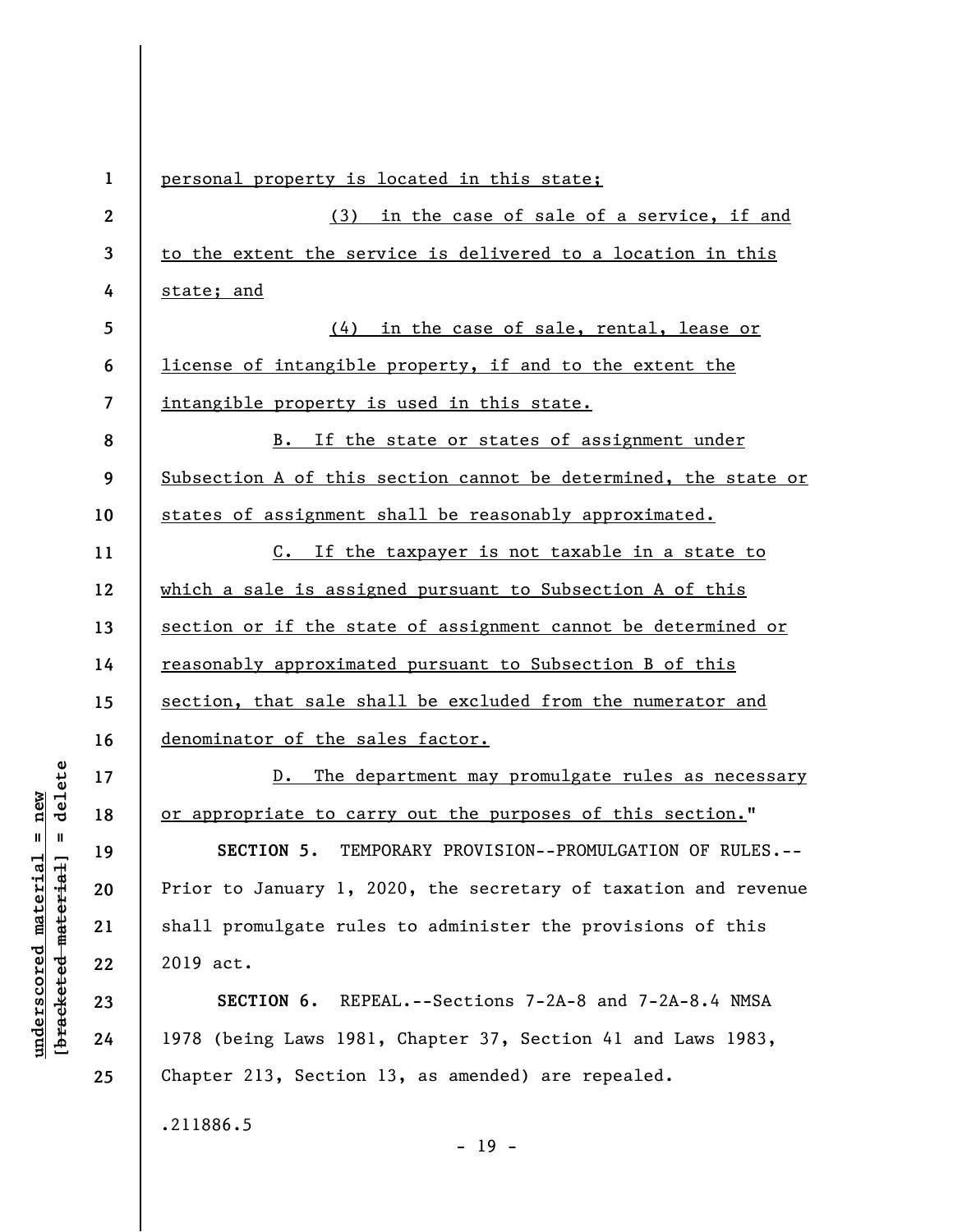personal property is located in this state;

(3) in the case of sale of a service, if and to the extent the service is delivered to a location in this state; and

(4) in the case of sale, rental, lease or license of intangible property, if and to the extent the intangible property is used in this state.

B. If the state or states of assignment under Subsection A of this section cannot be determined, the state or states of assignment shall be reasonably approximated.

C. If the taxpayer is not taxable in a state to which a sale is assigned pursuant to Subsection A of this section or if the state of assignment cannot be determined or reasonably approximated pursuant to Subsection B of this section, that sale shall be excluded from the numerator and denominator of the sales factor.

D. The department may promulgate rules as necessary or appropriate to carry out the purposes of this section."

**SECTION 5.** TEMPORARY PROVISION--PROMULGATION OF RULES.--Prior to January 1, 2020, the secretary of taxation and revenue shall promulgate rules to administer the provisions of this 2019 act.

**SECTION 6.** REPEAL.--Sections 7-2A-8 and 7-2A-8.4 NMSA 1978 (being Laws 1981, Chapter 37, Section 41 and Laws 1983, Chapter 213, Section 13, as amended) are repealed.

.211886.5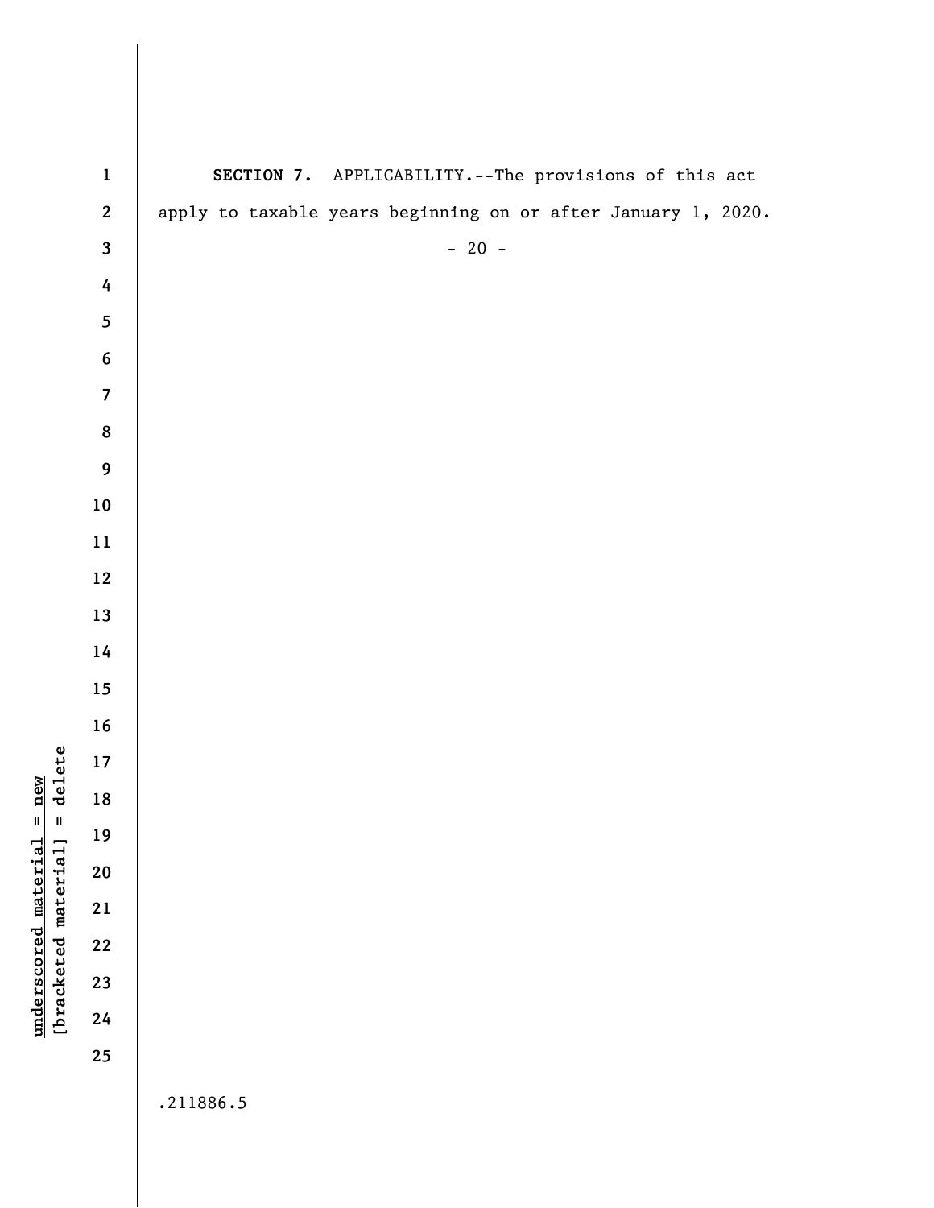**SECTION 7.** APPLICABILITY.--The provisions of this act apply to taxable years beginning on or after January 1, 2020.

.211886.5